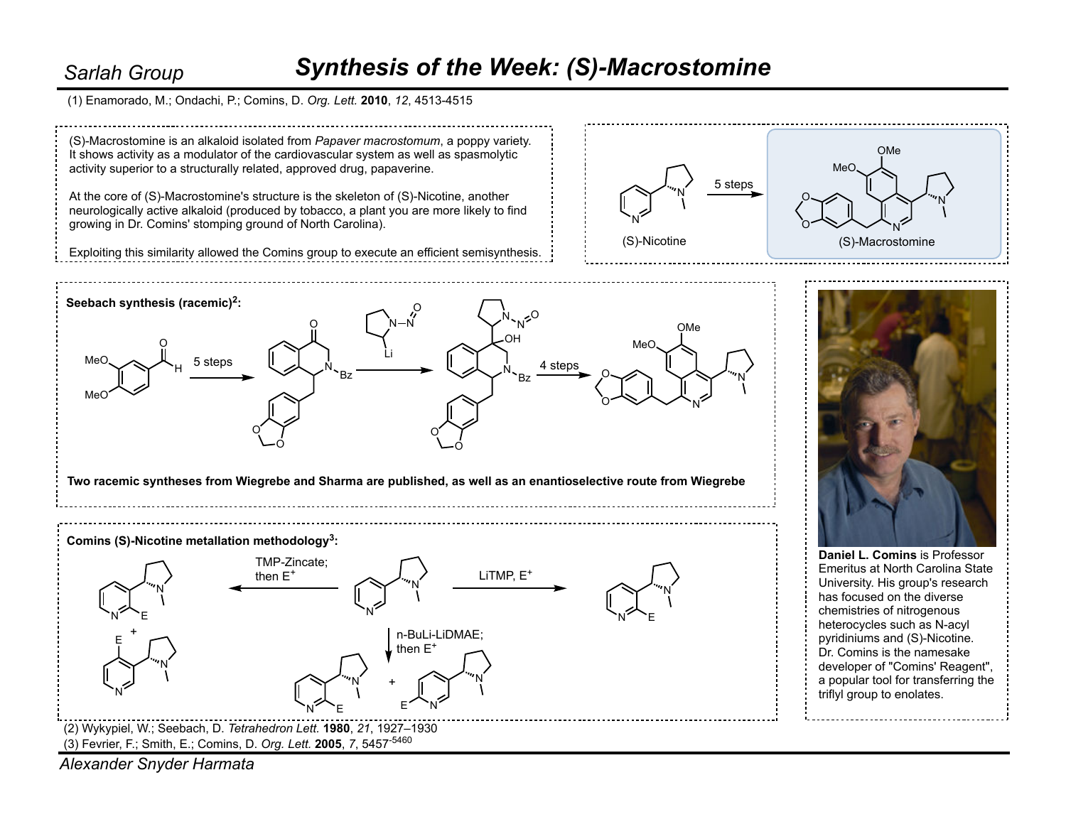Sarah Group

# Synthesis of the Week: (S)-Macrostomine

(1) Enamorado, M.; Ondachi, P.; Comins, D. *Org. Lett.* **2010**, *12*, 4513-4515

(S)-Macrostomine is an alkaloid isolated from *Papaver macrostomum*, a poppy variety. It shows activity as a modulator of the cardiovascular system as well as spasmolytic activity superior to a structurally related, approved drug, papaverine.

At the core of (S)-Macrostomine's structure is the skeleton of (S)-Nicotine, another neurologically active alkaloid (produced by tobacco, a plant you are more likely to find growing in Dr. Comins' stomping ground of North Carolina).

Exploiting this similarity allowed the Comins group to execute an efficient semisynthesis.

(S)-Nicotine → 5 steps → (S)-Macrostomine

**Seebach synthesis (racemic)[2]:**

5 steps; 4 steps

**Two racemic syntheses from Wiegrebe and Sharma are published, as well as an enantioselective route from Wiegrebe**

**Comins (S)-Nicotine metallation methodology[3]:**

TMP-Zincate; then $E^+$

LiTMP, $E^+$

n-BuLi-LiDMAE; then $E^+$

**Daniel L. Comins** is Professor Emeritus at North Carolina State University. His group's research has focused on the diverse chemistries of nitrogenous heterocycles such as N-acyl pyridiniums and (S)-Nicotine. Dr. Comins is the namesake developer of "Comins' Reagent", a popular tool for transferring the triflyl group to enolates.

(2) Wykypiel, W.; Seebach, D. *Tetrahedron Lett.* **1980**, *21*, 1927–1930

(3) Fevrier, F.; Smith, E.; Comins, D. *Org. Lett.* **2005**, *7*, 5457-5460

Alexander Snyder Harmata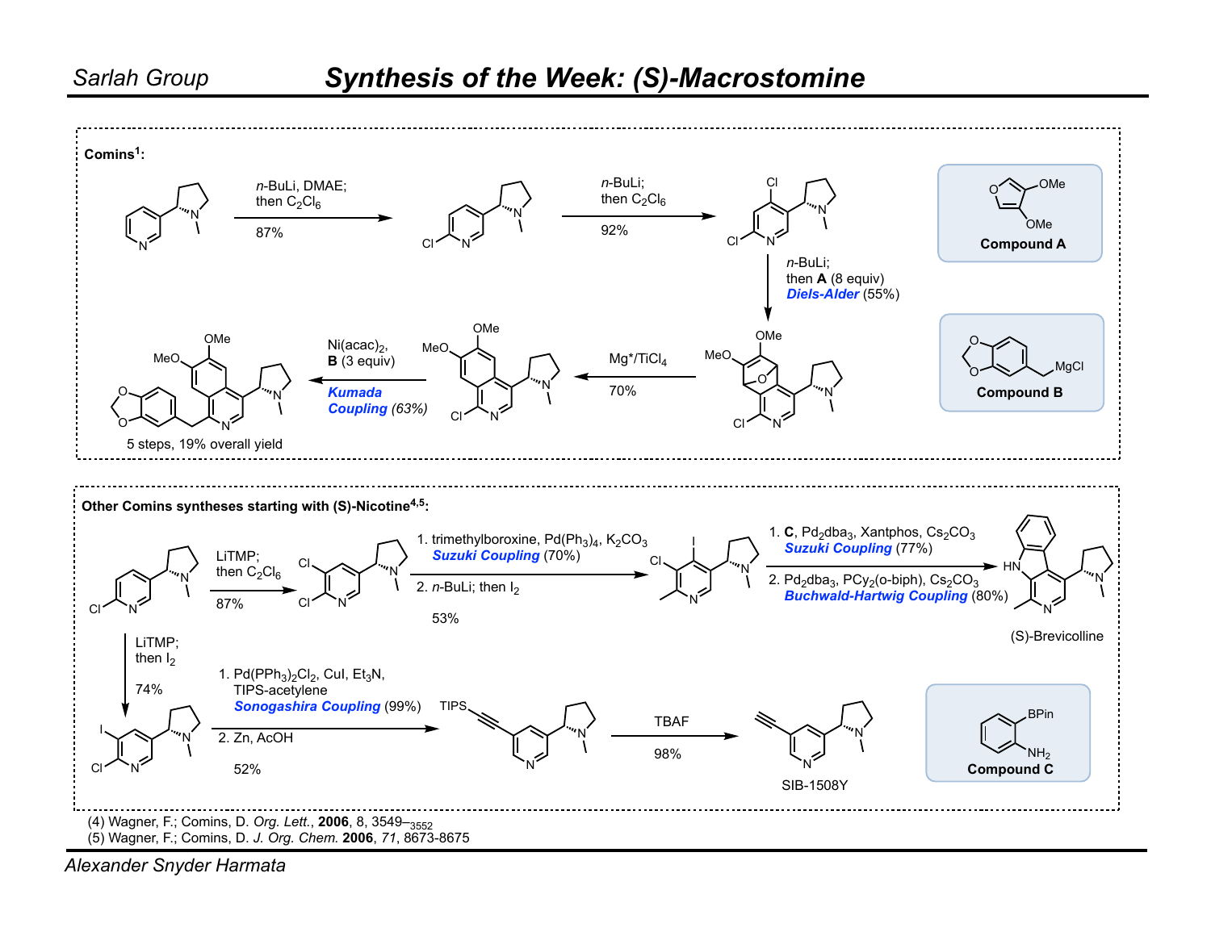# Synthesis of the Week: (S)-Macrostomine

**Comins[1]:**

*n*-BuLi, DMAE; then $C_2Cl_6$

87%

*n*-BuLi; then $C_2Cl_6$

92%

*n*-BuLi; then **A** (8 equiv)
***Diels-Alder*** (55%)

$Mg^*/TiCl_4$

70%

$Ni(acac)_2$, **B** (3 equiv)
***Kumada Coupling*** *(63%)*

OMe

MeO

Cl

N

5 steps, 19% overall yield

Compound A

Compound B

MgCl

**Other Comins syntheses starting with (S)-Nicotine[4,5]:**

LiTMP; then $C_2Cl_6$

87%

1. trimethylboroxine, $Pd(Ph_3)_4$, $K_2CO_3$
***Suzuki Coupling*** (70%)
2. *n*-BuLi; then $I_2$

53%

1. **C**, $Pd_2dba_3$, Xantphos, $Cs_2CO_3$
***Suzuki Coupling*** (77%)
2. $Pd_2dba_3$, $PCy_2$(o-biph), $Cs_2CO_3$
***Buchwald-Hartwig Coupling*** (80%)

HN

(S)-Brevicolline

LiTMP; then $I_2$

74%

1. $Pd(PPh_3)_2Cl_2$, CuI, $Et_3N$, TIPS-acetylene
***Sonogashira Coupling*** (99%)
2. Zn, AcOH

52%

TIPS

TBAF

98%

SIB-1508Y

BPin

$NH_2$

Compound C

(4) Wagner, F.; Comins, D. *Org. Lett.*, **2006**, 8, 3549–3552
(5) Wagner, F.; Comins, D. *J. Org. Chem.* **2006**, *71*, 8673-8675

*Alexander Snyder Harmata*